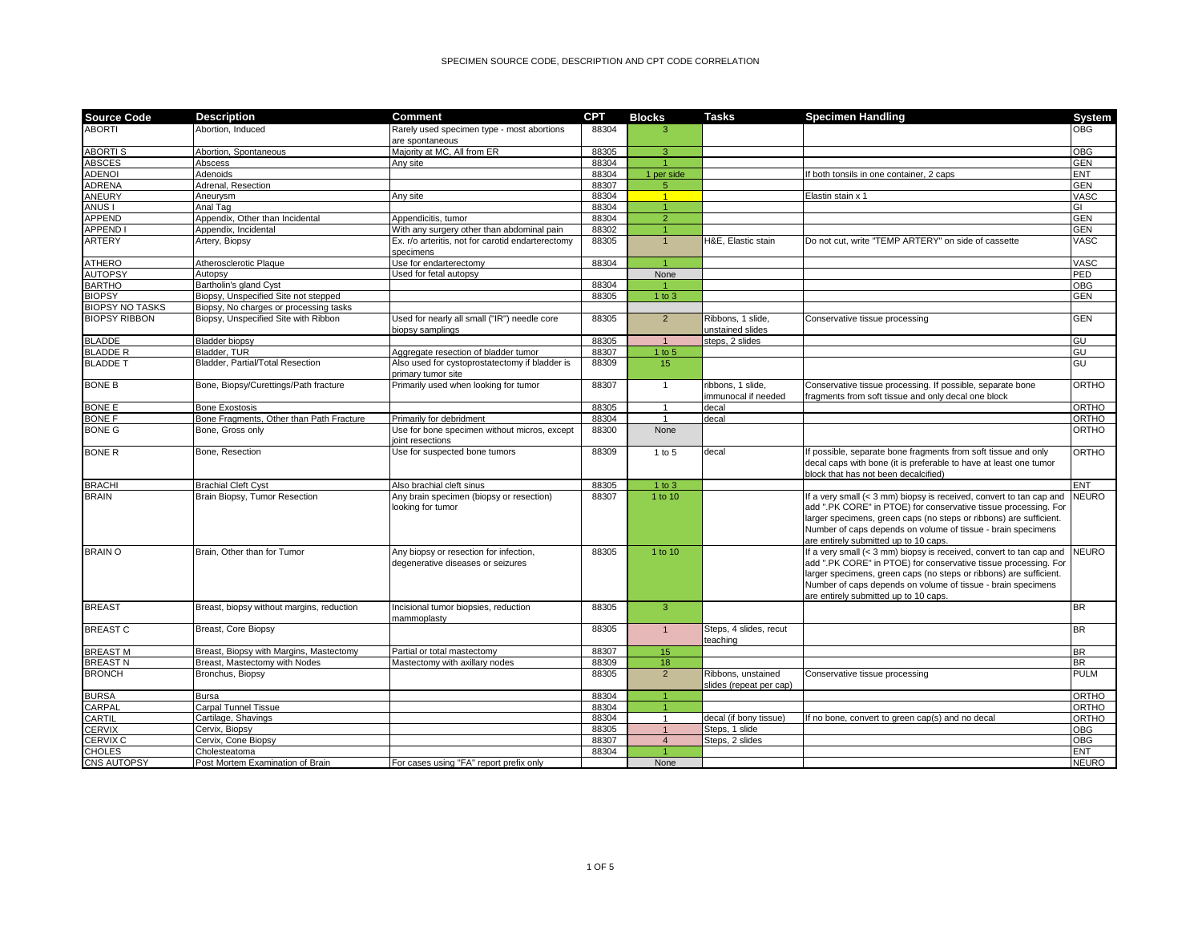# SPECIMEN SOURCE CODE, DESCRIPTION AND CPT CODE CORRELATION

| Source Code | Description | Comment | CPT | Blocks | Tasks | Specimen Handling | System |
|---|---|---|---|---|---|---|---|
| ABORTI | Abortion, Induced | Rarely used specimen type - most abortions are spontaneous | 88304 | 3 | | | OBG |
| ABORTI S | Abortion, Spontaneous | Majority at MC, All from ER | 88305 | 3 | | | OBG |
| ABSCES | Abscess | Any site | 88304 | 1 | | | GEN |
| ADENOI | Adenoids | | 88304 | 1 per side | | If both tonsils in one container, 2 caps | ENT |
| ADRENA | Adrenal, Resection | | 88307 | 5 | | | GEN |
| ANEURY | Aneurysm | Any site | 88304 | 1 | | Elastin stain x 1 | VASC |
| ANUS I | Anal Tag | | 88304 | 1 | | | GI |
| APPEND | Appendix, Other than Incidental | Appendicitis, tumor | 88304 | 2 | | | GEN |
| APPEND I | Appendix, Incidental | With any surgery other than abdominal pain | 88302 | 1 | | | GEN |
| ARTERY | Artery, Biopsy | Ex. r/o arteritis, not for carotid endarterectomy specimens | 88305 | 1 | H&E, Elastic stain | Do not cut, write "TEMP ARTERY" on side of cassette | VASC |
| ATHERO | Atherosclerotic Plaque | Use for endarterectomy | 88304 | 1 | | | VASC |
| AUTOPSY | Autopsy | Used for fetal autopsy | | None | | | PED |
| BARTHO | Bartholin's gland Cyst | | 88304 | 1 | | | OBG |
| BIOPSY | Biopsy, Unspecified Site not stepped | | 88305 | 1 to 3 | | | GEN |
| BIOPSY NO TASKS | Biopsy, No charges or processing tasks | | | | | | |
| BIOPSY RIBBON | Biopsy, Unspecified Site with Ribbon | Used for nearly all small ("IR") needle core biopsy samplings | 88305 | 2 | Ribbons, 1 slide, unstained slides | Conservative tissue processing | GEN |
| BLADDE | Bladder biopsy | | 88305 | 1 | steps, 2 slides | | GU |
| BLADDE R | Bladder, TUR | Aggregate resection of bladder tumor | 88307 | 1 to 5 | | | GU |
| BLADDE T | Bladder, Partial/Total Resection | Also used for cystoprostatectomy if bladder is primary tumor site | 88309 | 15 | | | GU |
| BONE B | Bone, Biopsy/Curettings/Path fracture | Primarily used when looking for tumor | 88307 | 1 | ribbons, 1 slide, immunocal if needed | Conservative tissue processing. If possible, separate bone fragments from soft tissue and only decal one block | ORTHO |
| BONE E | Bone Exostosis | | 88305 | 1 | decal | | ORTHO |
| BONE F | Bone Fragments, Other than Path Fracture | Primarily for debridment | 88304 | 1 | decal | | ORTHO |
| BONE G | Bone, Gross only | Use for bone specimen without micros, except joint resections | 88300 | None | | | ORTHO |
| BONE R | Bone, Resection | Use for suspected bone tumors | 88309 | 1 to 5 | decal | If possible, separate bone fragments from soft tissue and only decal caps with bone (it is preferable to have at least one tumor block that has not been decalcified) | ORTHO |
| BRACHI | Brachial Cleft Cyst | Also brachial cleft sinus | 88305 | 1 to 3 | | | ENT |
| BRAIN | Brain Biopsy, Tumor Resection | Any brain specimen (biopsy or resection) looking for tumor | 88307 | 1 to 10 | | If a very small (< 3 mm) biopsy is received, convert to tan cap and add ".PK CORE" in PTOE) for conservative tissue processing. For larger specimens, green caps (no steps or ribbons) are sufficient. Number of caps depends on volume of tissue - brain specimens are entirely submitted up to 10 caps. | NEURO |
| BRAIN O | Brain, Other than for Tumor | Any biopsy or resection for infection, degenerative diseases or seizures | 88305 | 1 to 10 | | If a very small (< 3 mm) biopsy is received, convert to tan cap and add ".PK CORE" in PTOE) for conservative tissue processing. For larger specimens, green caps (no steps or ribbons) are sufficient. Number of caps depends on volume of tissue - brain specimens are entirely submitted up to 10 caps. | NEURO |
| BREAST | Breast, biopsy without margins, reduction | Incisional tumor biopsies, reduction mammoplasty | 88305 | 3 | | | BR |
| BREAST C | Breast, Core Biopsy | | 88305 | 1 | Steps, 4 slides, recut teaching | | BR |
| BREAST M | Breast, Biopsy with Margins, Mastectomy | Partial or total mastectomy | 88307 | 15 | | | BR |
| BREAST N | Breast, Mastectomy with Nodes | Mastectomy with axillary nodes | 88309 | 18 | | | BR |
| BRONCH | Bronchus, Biopsy | | 88305 | 2 | Ribbons, unstained slides (repeat per cap) | Conservative tissue processing | PULM |
| BURSA | Bursa | | 88304 | 1 | | | ORTHO |
| CARPAL | Carpal Tunnel Tissue | | 88304 | 1 | | | ORTHO |
| CARTIL | Cartilage, Shavings | | 88304 | 1 | decal (if bony tissue) | If no bone, convert to green cap(s) and no decal | ORTHO |
| CERVIX | Cervix, Biopsy | | 88305 | 1 | Steps, 1 slide | | OBG |
| CERVIX C | Cervix, Cone Biopsy | | 88307 | 4 | Steps, 2 slides | | OBG |
| CHOLES | Cholesteatoma | | 88304 | 1 | | | ENT |
| CNS AUTOPSY | Post Mortem Examination of Brain | For cases using "FA" report prefix only | | None | | | NEURO |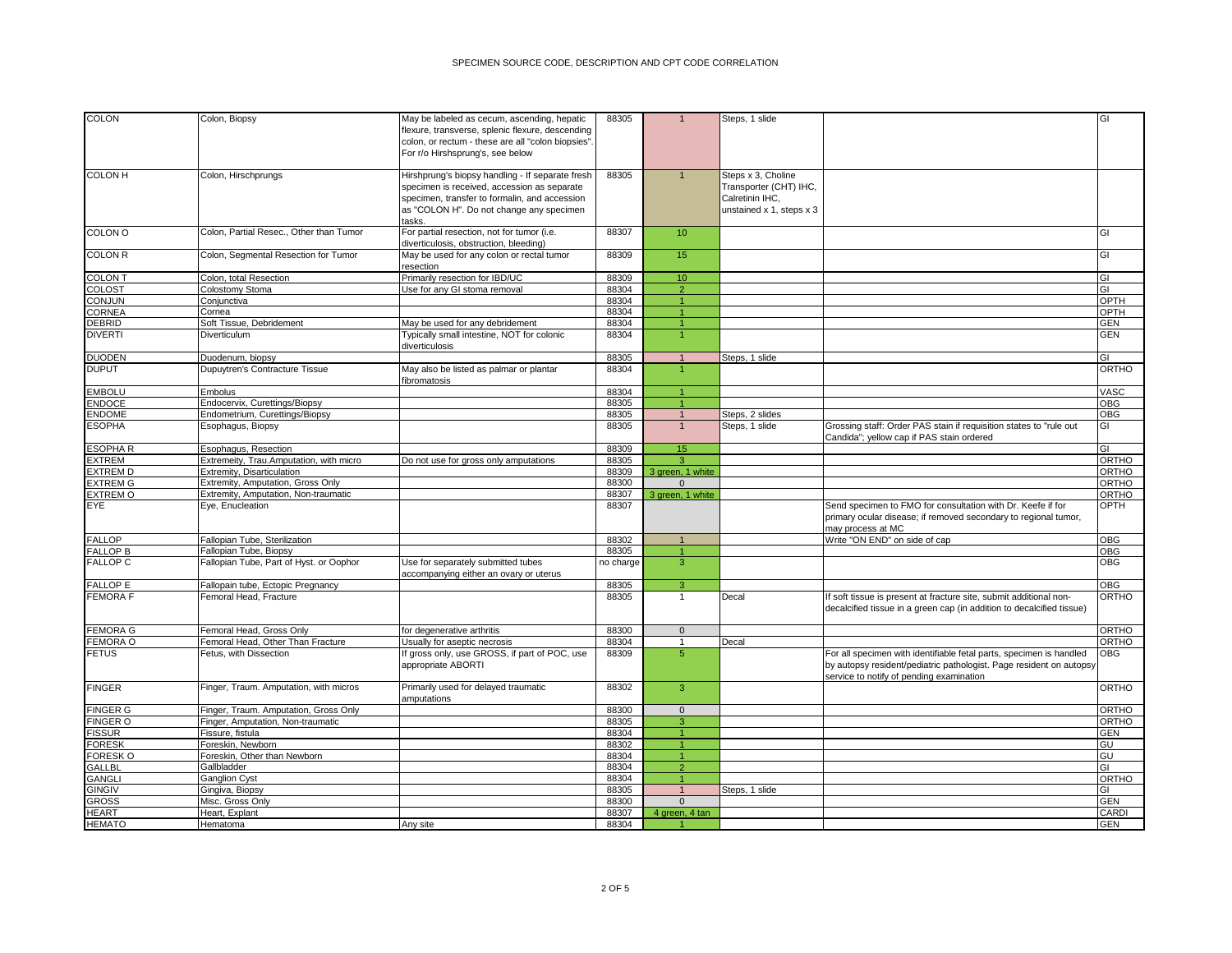# SPECIMEN SOURCE CODE, DESCRIPTION AND CPT CODE CORRELATION

| | | | | | | | |
|---|---|---|---|---|---|---|---|
| COLON | Colon, Biopsy | May be labeled as cecum, ascending, hepatic flexure, transverse, splenic flexure, descending colon, or rectum - these are all "colon biopsies". For r/o Hirshsprung's, see below | 88305 | 1 | Steps, 1 slide | | GI |
| COLON H | Colon, Hirschprungs | Hirshprung's biopsy handling - If separate fresh specimen is received, accession as separate specimen, transfer to formalin, and accession as "COLON H". Do not change any specimen tasks. | 88305 | 1 | Steps x 3, Choline Transporter (CHT) IHC, Calretinin IHC, unstained x 1, steps x 3 | | |
| COLON O | Colon, Partial Resec., Other than Tumor | For partial resection, not for tumor (i.e. diverticulosis, obstruction, bleeding) | 88307 | 10 | | | GI |
| COLON R | Colon, Segmental Resection for Tumor | May be used for any colon or rectal tumor resection | 88309 | 15 | | | GI |
| COLON T | Colon, total Resection | Primarily resection for IBD/UC | 88309 | 10 | | | GI |
| COLOST | Colostomy Stoma | Use for any GI stoma removal | 88304 | 2 | | | GI |
| CONJUN | Conjunctiva | | 88304 | 1 | | | OPTH |
| CORNEA | Cornea | | 88304 | 1 | | | OPTH |
| DEBRID | Soft Tissue, Debridement | May be used for any debridement | 88304 | 1 | | | GEN |
| DIVERTI | Diverticulum | Typically small intestine, NOT for colonic diverticulosis | 88304 | 1 | | | GEN |
| DUODEN | Duodenum, biopsy | | 88305 | 1 | Steps, 1 slide | | GI |
| DUPUT | Dupuytren's Contracture Tissue | May also be listed as palmar or plantar fibromatosis | 88304 | 1 | | | ORTHO |
| EMBOLU | Embolus | | 88304 | 1 | | | VASC |
| ENDOCE | Endocervix, Curettings/Biopsy | | 88305 | 1 | | | OBG |
| ENDOME | Endometrium, Curettings/Biopsy | | 88305 | 1 | Steps, 2 slides | | OBG |
| ESOPHA | Esophagus, Biopsy | | 88305 | 1 | Steps, 1 slide | Grossing staff: Order PAS stain if requisition states to "rule out Candida"; yellow cap if PAS stain ordered | GI |
| ESOPHA R | Esophagus, Resection | | 88309 | 15 | | | GI |
| EXTREM | Extremeity, Trau.Amputation, with micro | Do not use for gross only amputations | 88305 | 3 | | | ORTHO |
| EXTREM D | Extremity, Disarticulation | | 88309 | 3 green, 1 white | | | ORTHO |
| EXTREM G | Extremity, Amputation, Gross Only | | 88300 | 0 | | | ORTHO |
| EXTREM O | Extremity, Amputation, Non-traumatic | | 88307 | 3 green, 1 white | | | ORTHO |
| EYE | Eye, Enucleation | | 88307 | | | Send specimen to FMO for consultation with Dr. Keefe if for primary ocular disease; if removed secondary to regional tumor, may process at MC | OPTH |
| FALLOP | Fallopian Tube, Sterilization | | 88302 | 1 | | Write "ON END" on side of cap | OBG |
| FALLOP B | Fallopian Tube, Biopsy | | 88305 | 1 | | | OBG |
| FALLOP C | Fallopian Tube, Part of Hyst. or Oophor | Use for separately submitted tubes accompanying either an ovary or uterus | no charge | 3 | | | OBG |
| FALLOP E | Fallopain tube, Ectopic Pregnancy | | 88305 | 3 | | | OBG |
| FEMORA F | Femoral Head, Fracture | | 88305 | 1 | Decal | If soft tissue is present at fracture site, submit additional non-decalcified tissue in a green cap (in addition to decalcified tissue) | ORTHO |
| FEMORA G | Femoral Head, Gross Only | for degenerative arthritis | 88300 | 0 | | | ORTHO |
| FEMORA O | Femoral Head, Other Than Fracture | Usually for aseptic necrosis | 88304 | 1 | Decal | | ORTHO |
| FETUS | Fetus, with Dissection | If gross only, use GROSS, if part of POC, use appropriate ABORTI | 88309 | 5 | | For all specimen with identifiable fetal parts, specimen is handled by autopsy resident/pediatric pathologist. Page resident on autopsy service to notify of pending examination | OBG |
| FINGER | Finger, Traum. Amputation, with micros | Primarily used for delayed traumatic amputations | 88302 | 3 | | | ORTHO |
| FINGER G | Finger, Traum. Amputation, Gross Only | | 88300 | 0 | | | ORTHO |
| FINGER O | Finger, Amputation, Non-traumatic | | 88305 | 3 | | | ORTHO |
| FISSUR | Fissure, fistula | | 88304 | 1 | | | GEN |
| FORESK | Foreskin, Newborn | | 88302 | 1 | | | GU |
| FORESK O | Foreskin, Other than Newborn | | 88304 | 1 | | | GU |
| GALLBL | Gallbladder | | 88304 | 2 | | | GI |
| GANGLI | Ganglion Cyst | | 88304 | 1 | | | ORTHO |
| GINGIV | Gingiva, Biopsy | | 88305 | 1 | Steps, 1 slide | | GI |
| GROSS | Misc. Gross Only | | 88300 | 0 | | | GEN |
| HEART | Heart, Explant | | 88307 | 4 green, 4 tan | | | CARDI |
| HEMATO | Hematoma | Any site | 88304 | 1 | | | GEN |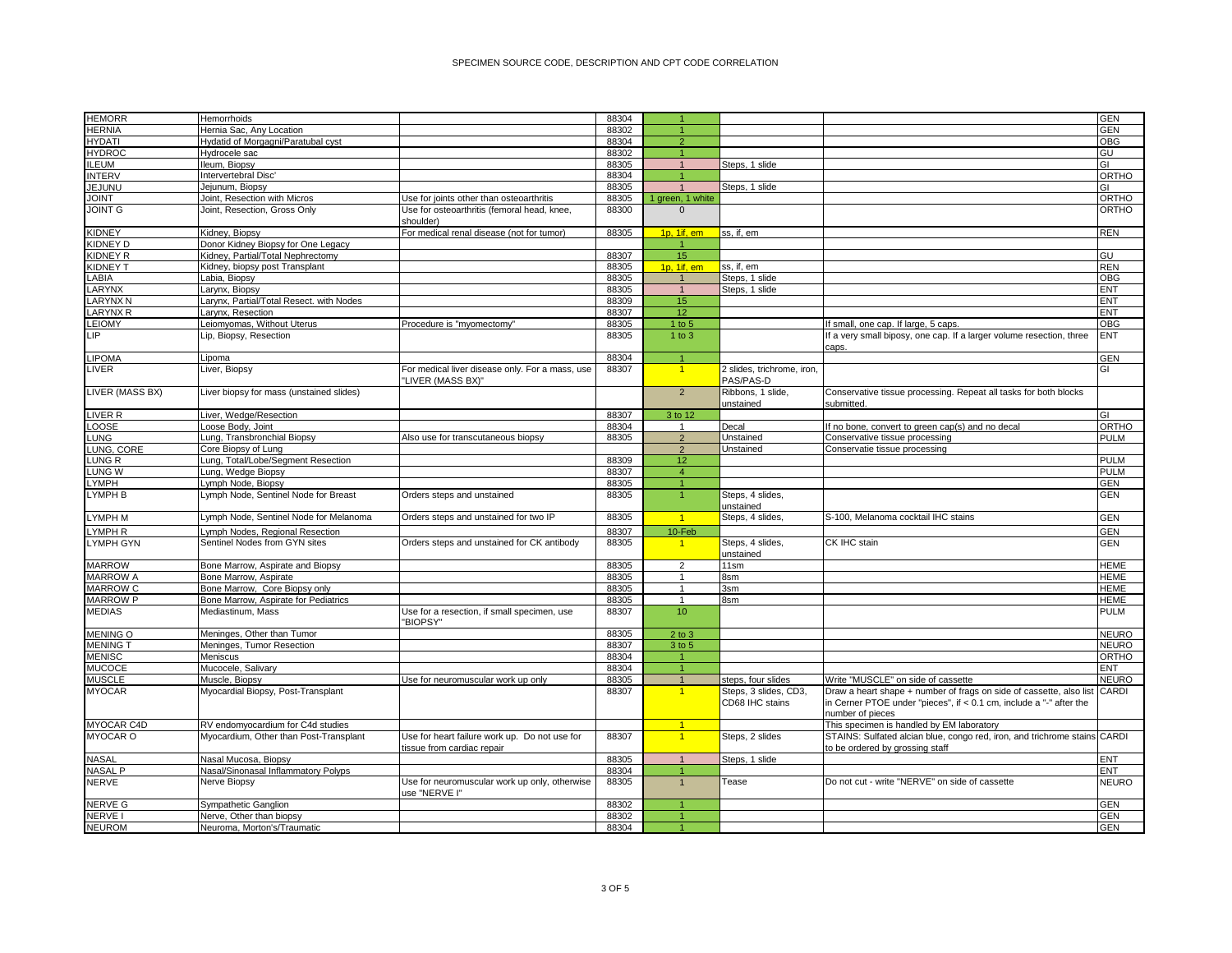# SPECIMEN SOURCE CODE, DESCRIPTION AND CPT CODE CORRELATION

| | | | | | | | |
|---|---|---|---|---|---|---|---|
| HEMORR | Hemorrhoids | | 88304 | 1 | | | GEN |
| HERNIA | Hernia Sac, Any Location | | 88302 | 1 | | | GEN |
| HYDATI | Hydatid of Morgagni/Paratubal cyst | | 88304 | 2 | | | OBG |
| HYDROC | Hydrocele sac | | 88302 | 1 | | | GU |
| ILEUM | Ileum, Biopsy | | 88305 | 1 | Steps, 1 slide | | GI |
| INTERV | Intervertebral Disc' | | 88304 | 1 | | | ORTHO |
| JEJUNU | Jejunum, Biopsy | | 88305 | 1 | Steps, 1 slide | | GI |
| JOINT | Joint, Resection with Micros | Use for joints other than osteoarthritis | 88305 | 1 green, 1 white | | | ORTHO |
| JOINT G | Joint, Resection, Gross Only | Use for osteoarthritis (femoral head, knee, shoulder) | 88300 | 0 | | | ORTHO |
| KIDNEY | Kidney, Biopsy | For medical renal disease (not for tumor) | 88305 | 1p, 1if, em | ss, if, em | | REN |
| KIDNEY D | Donor Kidney Biopsy for One Legacy | | | 1 | | | |
| KIDNEY R | Kidney, Partial/Total Nephrectomy | | 88307 | 15 | | | GU |
| KIDNEY T | Kidney, biopsy post Transplant | | 88305 | 1p, 1if, em | ss, if, em | | REN |
| LABIA | Labia, Biopsy | | 88305 | 1 | Steps, 1 slide | | OBG |
| LARYNX | Larynx, Biopsy | | 88305 | 1 | Steps, 1 slide | | ENT |
| LARYNX N | Larynx, Partial/Total Resect. with Nodes | | 88309 | 15 | | | ENT |
| LARYNX R | Larynx, Resection | | 88307 | 12 | | | ENT |
| LEIOMY | Leiomyomas, Without Uterus | Procedure is "myomectomy" | 88305 | 1 to 5 | | If small, one cap. If large, 5 caps. | OBG |
| LIP | Lip, Biopsy, Resection | | 88305 | 1 to 3 | | If a very small bipsoy, one cap. If a larger volume resection, three caps. | ENT |
| LIPOMA | Lipoma | | 88304 | 1 | | | GEN |
| LIVER | Liver, Biopsy | For medical liver disease only. For a mass, use "LIVER (MASS BX)" | 88307 | 1 | 2 slides, trichrome, iron, PAS/PAS-D | | GI |
| LIVER (MASS BX) | Liver biopsy for mass (unstained slides) | | | 2 | Ribbons, 1 slide, unstained | Conservative tissue processing. Repeat all tasks for both blocks submitted. | |
| LIVER R | Liver, Wedge/Resection | | 88307 | 3 to 12 | | | GI |
| LOOSE | Loose Body, Joint | | 88304 | 1 | Decal | If no bone, convert to green cap(s) and no decal | ORTHO |
| LUNG | Lung, Transbronchial Biopsy | Also use for transcutaneous biopsy | 88305 | 2 | Unstained | Conservative tissue processing | PULM |
| LUNG, CORE | Core Biopsy of Lung | | | 2 | Unstained | Conservatie tissue processing | |
| LUNG R | Lung, Total/Lobe/Segment Resection | | 88309 | 12 | | | PULM |
| LUNG W | Lung, Wedge Biopsy | | 88307 | 4 | | | PULM |
| LYMPH | Lymph Node, Biopsy | | 88305 | 1 | | | GEN |
| LYMPH B | Lymph Node, Sentinel Node for Breast | Orders steps and unstained | 88305 | 1 | Steps, 4 slides, unstained | | GEN |
| LYMPH M | Lymph Node, Sentinel Node for Melanoma | Orders steps and unstained for two IP | 88305 | 1 | Steps, 4 slides, | S-100, Melanoma cocktail IHC stains | GEN |
| LYMPH R | Lymph Nodes, Regional Resection | | 88307 | 10-Feb | | | GEN |
| LYMPH GYN | Sentinel Nodes from GYN sites | Orders steps and unstained for CK antibody | 88305 | 1 | Steps, 4 slides, unstained | CK IHC stain | GEN |
| MARROW | Bone Marrow, Aspirate and Biopsy | | 88305 | 2 | 11sm | | HEME |
| MARROW A | Bone Marrow, Aspirate | | 88305 | 1 | 8sm | | HEME |
| MARROW C | Bone Marrow, Core Biopsy only | | 88305 | 1 | 3sm | | HEME |
| MARROW P | Bone Marrow, Aspirate for Pediatrics | | 88305 | 1 | 8sm | | HEME |
| MEDIAS | Mediastinum, Mass | Use for a resection, if small specimen, use "BIOPSY" | 88307 | 10 | | | PULM |
| MENING O | Meninges, Other than Tumor | | 88305 | 2 to 3 | | | NEURO |
| MENING T | Meninges, Tumor Resection | | 88307 | 3 to 5 | | | NEURO |
| MENISC | Meniscus | | 88304 | 1 | | | ORTHO |
| MUCOCE | Mucocele, Salivary | | 88304 | 1 | | | ENT |
| MUSCLE | Muscle, Biopsy | Use for neuromuscular work up only | 88305 | 1 | steps, four slides | Write "MUSCLE" on side of cassette | NEURO |
| MYOCAR | Myocardial Biopsy, Post-Transplant | | 88307 | 1 | Steps, 3 slides, CD3, CD68 IHC stains | Draw a heart shape + number of frags on side of cassette, also list in Cerner PTOE under "pieces", if < 0.1 cm, include a "-" after the number of pieces | CARDI |
| MYOCAR C4D | RV endomyocardium for C4d studies | | | 1 | | This specimen is handled by EM laboratory | |
| MYOCAR O | Myocardium, Other than Post-Transplant | Use for heart failure work up. Do not use for tissue from cardiac repair | 88307 | 1 | Steps, 2 slides | STAINS: Sulfated alcian blue, congo red, iron, and trichrome stains to be ordered by grossing staff | CARDI |
| NASAL | Nasal Mucosa, Biopsy | | 88305 | 1 | Steps, 1 slide | | ENT |
| NASAL P | Nasal/Sinonasal Inflammatory Polyps | | 88304 | 1 | | | ENT |
| NERVE | Nerve Biopsy | Use for neuromuscular work up only, otherwise use "NERVE I" | 88305 | 1 | Tease | Do not cut - write "NERVE" on side of cassette | NEURO |
| NERVE G | Sympathetic Ganglion | | 88302 | 1 | | | GEN |
| NERVE I | Nerve, Other than biopsy | | 88302 | 1 | | | GEN |
| NEUROM | Neuroma, Morton's/Traumatic | | 88304 | 1 | | | GEN |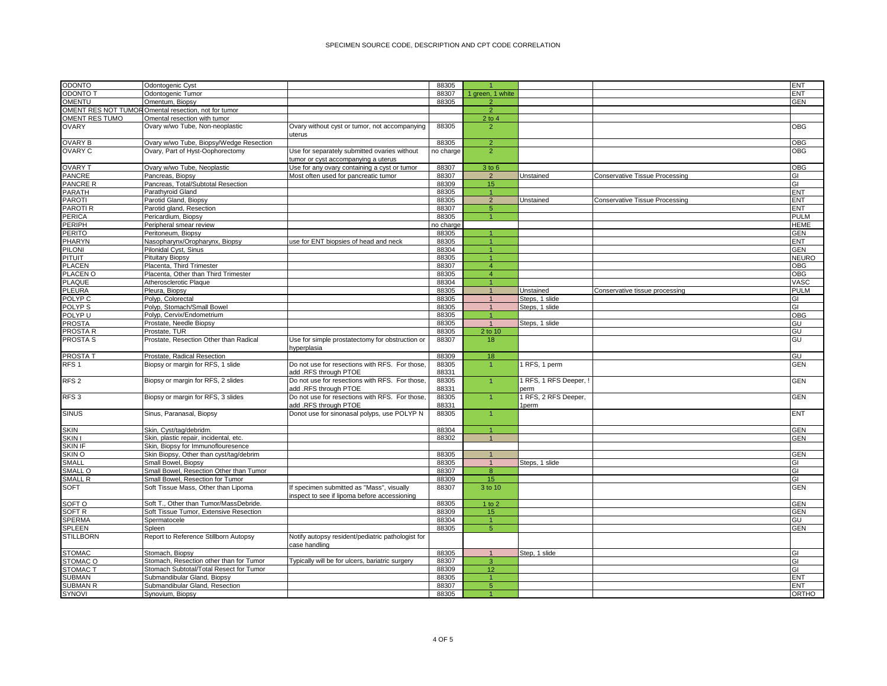# SPECIMEN SOURCE CODE, DESCRIPTION AND CPT CODE CORRELATION

| | | | | | | | |
|---|---|---|---|---|---|---|---|
| ODONTO | Odontogenic Cyst | | 88305 | 1 | | | ENT |
| ODONTO T | Odontogenic Tumor | | 88307 | 1 green, 1 white | | | ENT |
| OMENTU | Omentum, Biopsy | | 88305 | 2 | | | GEN |
| OMENT RES NOT TUMOR | Omental resection, not for tumor | | | 2 | | | |
| OMENT RES TUMO | Omental resection with tumor | | | 2 to 4 | | | |
| OVARY | Ovary w/wo Tube, Non-neoplastic | Ovary without cyst or tumor, not accompanying uterus | 88305 | 2 | | | OBG |
| OVARY B | Ovary w/wo Tube, Biopsy/Wedge Resection | | 88305 | 2 | | | OBG |
| OVARY C | Ovary, Part of Hyst-Oophorectomy | Use for separately submitted ovaries without tumor or cyst accompanying a uterus | no charge | 2 | | | OBG |
| OVARY T | Ovary w/wo Tube, Neoplastic | Use for any ovary containing a cyst or tumor | 88307 | 3 to 6 | | | OBG |
| PANCRE | Pancreas, Biopsy | Most often used for pancreatic tumor | 88307 | 2 | Unstained | Conservative Tissue Processing | GI |
| PANCRE R | Pancreas, Total/Subtotal Resection | | 88309 | 15 | | | GI |
| PARATH | Parathyroid Gland | | 88305 | 1 | | | ENT |
| PAROTI | Parotid Gland, Biopsy | | 88305 | 2 | Unstained | Conservative Tissue Processing | ENT |
| PAROTI R | Parotid gland, Resection | | 88307 | 5 | | | ENT |
| PERICA | Pericardium, Biopsy | | 88305 | 1 | | | PULM |
| PERIPH | Peripheral smear review | | no charge | | | | HEME |
| PERITO | Peritoneum, Biopsy | | 88305 | 1 | | | GEN |
| PHARYN | Nasopharynx/Oropharynx, Biopsy | use for ENT biopsies of head and neck | 88305 | 1 | | | ENT |
| PILONI | Pilonidal Cyst, Sinus | | 88304 | 1 | | | GEN |
| PITUIT | Pituitary Biopsy | | 88305 | 1 | | | NEURO |
| PLACEN | Placenta, Third Trimester | | 88307 | 4 | | | OBG |
| PLACEN O | Placenta, Other than Third Trimester | | 88305 | 4 | | | OBG |
| PLAQUE | Atherosclerotic Plaque | | 88304 | 1 | | | VASC |
| PLEURA | Pleura, Biopsy | | 88305 | 1 | Unstained | Conservative tissue processing | PULM |
| POLYP C | Polyp, Colorectal | | 88305 | 1 | Steps, 1 slide | | GI |
| POLYP S | Polyp, Stomach/Small Bowel | | 88305 | 1 | Steps, 1 slide | | GI |
| POLYP U | Polyp, Cervix/Endometrium | | 88305 | 1 | | | OBG |
| PROSTA | Prostate, Needle Biopsy | | 88305 | 1 | Steps, 1 slide | | GU |
| PROSTA R | Prostate, TUR | | 88305 | 2 to 10 | | | GU |
| PROSTA S | Prostate, Resection Other than Radical | Use for simple prostatectomy for obstruction or hyperplasia | 88307 | 18 | | | GU |
| PROSTA T | Prostate, Radical Resection | | 88309 | 18 | | | GU |
| RFS 1 | Biopsy or margin for RFS, 1 slide | Do not use for resections with RFS. For those, add .RFS through PTOE | 88305 88331 | 1 | 1 RFS, 1 perm | | GEN |
| RFS 2 | Biopsy or margin for RFS, 2 slides | Do not use for resections with RFS. For those, add .RFS through PTOE | 88305 88331 | 1 | 1 RFS, 1 RFS Deeper, ! perm | | GEN |
| RFS 3 | Biopsy or margin for RFS, 3 slides | Do not use for resections with RFS. For those, add .RFS through PTOE | 88305 88331 | 1 | 1 RFS, 2 RFS Deeper, 1perm | | GEN |
| SINUS | Sinus, Paranasal, Biopsy | Donot use for sinonasal polyps, use POLYP N | 88305 | 1 | | | ENT |
| SKIN | Skin, Cyst/tag/debridm. | | 88304 | 1 | | | GEN |
| SKIN I | Skin, plastic repair, incidental, etc. | | 88302 | 1 | | | GEN |
| SKIN IF | Skin, Biopsy for Immunoflouresence | | | | | | |
| SKIN O | Skin Biopsy, Other than cyst/tag/debrim | | 88305 | 1 | | | GEN |
| SMALL | Small Bowel, Biopsy | | 88305 | 1 | Steps, 1 slide | | GI |
| SMALL O | Small Bowel, Resection Other than Tumor | | 88307 | 8 | | | GI |
| SMALL R | Small Bowel, Resection for Tumor | | 88309 | 15 | | | GI |
| SOFT | Soft Tissue Mass, Other than Lipoma | If specimen submitted as "Mass", visually inspect to see if lipoma before accessioning | 88307 | 3 to 10 | | | GEN |
| SOFT O | Soft T., Other than Tumor/MassDebride. | | 88305 | 1 to 2 | | | GEN |
| SOFT R | Soft Tissue Tumor, Extensive Resection | | 88309 | 15 | | | GEN |
| SPERMA | Spermatocele | | 88304 | 1 | | | GU |
| SPLEEN | Spleen | | 88305 | 5 | | | GEN |
| STILLBORN | Report to Reference Stillborn Autopsy | Notify autopsy resident/pediatric pathologist for case handling | | | | | |
| STOMAC | Stomach, Biopsy | | 88305 | 1 | Step, 1 slide | | GI |
| STOMAC O | Stomach, Resection other than for Tumor | Typically will be for ulcers, bariatric surgery | 88307 | 3 | | | GI |
| STOMAC T | Stomach Subtotal/Total Resect for Tumor | | 88309 | 12 | | | GI |
| SUBMAN | Submandibular Gland, Biopsy | | 88305 | 1 | | | ENT |
| SUBMAN R | Submandibular Gland, Resection | | 88307 | 5 | | | ENT |
| SYNOVI | Synovium, Biopsy | | 88305 | 1 | | | ORTHO |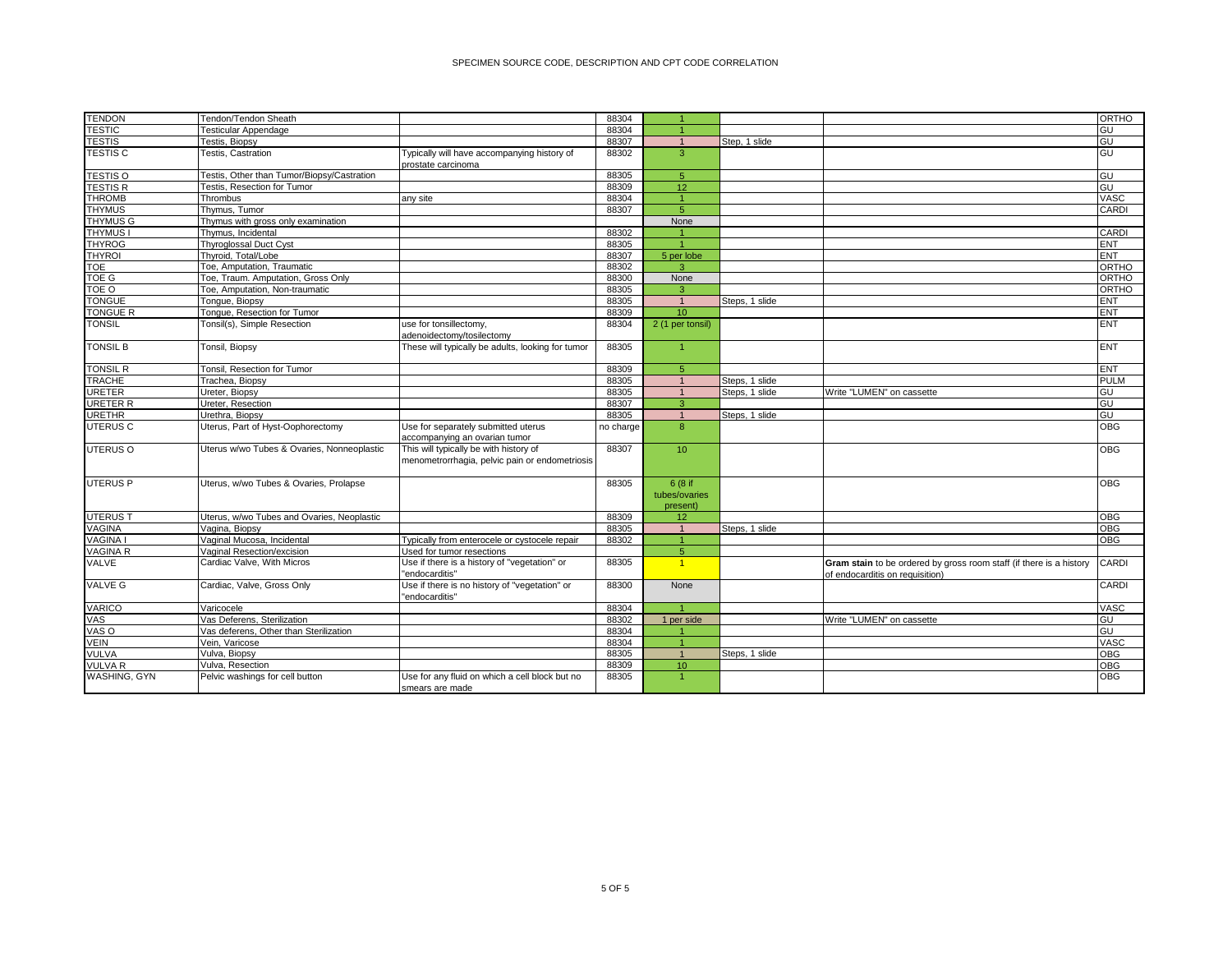SPECIMEN SOURCE CODE, DESCRIPTION AND CPT CODE CORRELATION

| | | | | | | | |
|---|---|---|---|---|---|---|---|
| TENDON | Tendon/Tendon Sheath | | 88304 | 1 | | | ORTHO |
| TESTIC | Testicular Appendage | | 88304 | 1 | | | GU |
| TESTIS | Testis, Biopsy | | 88307 | 1 | Step, 1 slide | | GU |
| TESTIS C | Testis, Castration | Typically will have accompanying history of prostate carcinoma | 88302 | 3 | | | GU |
| TESTIS O | Testis, Other than Tumor/Biopsy/Castration | | 88305 | 5 | | | GU |
| TESTIS R | Testis, Resection for Tumor | | 88309 | 12 | | | GU |
| THROMB | Thrombus | any site | 88304 | 1 | | | VASC |
| THYMUS | Thymus, Tumor | | 88307 | 5 | | | CARDI |
| THYMUS G | Thymus with gross only examination | | | None | | | |
| THYMUS I | Thymus, Incidental | | 88302 | 1 | | | CARDI |
| THYROG | Thyroglossal Duct Cyst | | 88305 | 1 | | | ENT |
| THYROI | Thyroid, Total/Lobe | | 88307 | 5 per lobe | | | ENT |
| TOE | Toe, Amputation, Traumatic | | 88302 | 3 | | | ORTHO |
| TOE G | Toe, Traum. Amputation, Gross Only | | 88300 | None | | | ORTHO |
| TOE O | Toe, Amputation, Non-traumatic | | 88305 | 3 | | | ORTHO |
| TONGUE | Tongue, Biopsy | | 88305 | 1 | Steps, 1 slide | | ENT |
| TONGUE R | Tongue, Resection for Tumor | | 88309 | 10 | | | ENT |
| TONSIL | Tonsil(s), Simple Resection | use for tonsillectomy, adenoidectomy/tosilectomy | 88304 | 2 (1 per tonsil) | | | ENT |
| TONSIL B | Tonsil, Biopsy | These will typically be adults, looking for tumor | 88305 | 1 | | | ENT |
| TONSIL R | Tonsil, Resection for Tumor | | 88309 | 5 | | | ENT |
| TRACHE | Trachea, Biopsy | | 88305 | 1 | Steps, 1 slide | | PULM |
| URETER | Ureter, Biopsy | | 88305 | 1 | Steps, 1 slide | Write "LUMEN" on cassette | GU |
| URETER R | Ureter, Resection | | 88307 | 3 | | | GU |
| URETHR | Urethra, Biopsy | | 88305 | 1 | Steps, 1 slide | | GU |
| UTERUS C | Uterus, Part of Hyst-Oophorectomy | Use for separately submitted uterus accompanying an ovarian tumor | no charge | 8 | | | OBG |
| UTERUS O | Uterus w/wo Tubes & Ovaries, Nonneoplastic | This will typically be with history of menometrorrhagia, pelvic pain or endometriosis | 88307 | 10 | | | OBG |
| UTERUS P | Uterus, w/wo Tubes & Ovaries, Prolapse | | 88305 | 6 (8 if tubes/ovaries present) | | | OBG |
| UTERUS T | Uterus, w/wo Tubes and Ovaries, Neoplastic | | 88309 | 12 | | | OBG |
| VAGINA | Vagina, Biopsy | | 88305 | 1 | Steps, 1 slide | | OBG |
| VAGINA I | Vaginal Mucosa, Incidental | Typically from enterocele or cystocele repair | 88302 | 1 | | | OBG |
| VAGINA R | Vaginal Resection/excision | Used for tumor resections | | 5 | | | |
| VALVE | Cardiac Valve, With Micros | Use if there is a history of "vegetation" or "endocarditis" | 88305 | 1 | | **Gram stain** to be ordered by gross room staff (if there is a history of endocarditis on requisition) | CARDI |
| VALVE G | Cardiac, Valve, Gross Only | Use if there is no history of "vegetation" or "endocarditis" | 88300 | None | | | CARDI |
| VARICO | Varicocele | | 88304 | 1 | | | VASC |
| VAS | Vas Deferens, Sterilization | | 88302 | 1 per side | | Write "LUMEN" on cassette | GU |
| VAS O | Vas deferens, Other than Sterilization | | 88304 | 1 | | | GU |
| VEIN | Vein, Varicose | | 88304 | 1 | | | VASC |
| VULVA | Vulva, Biopsy | | 88305 | 1 | Steps, 1 slide | | OBG |
| VULVA R | Vulva, Resection | | 88309 | 10 | | | OBG |
| WASHING, GYN | Pelvic washings for cell button | Use for any fluid on which a cell block but no smears are made | 88305 | 1 | | | OBG |